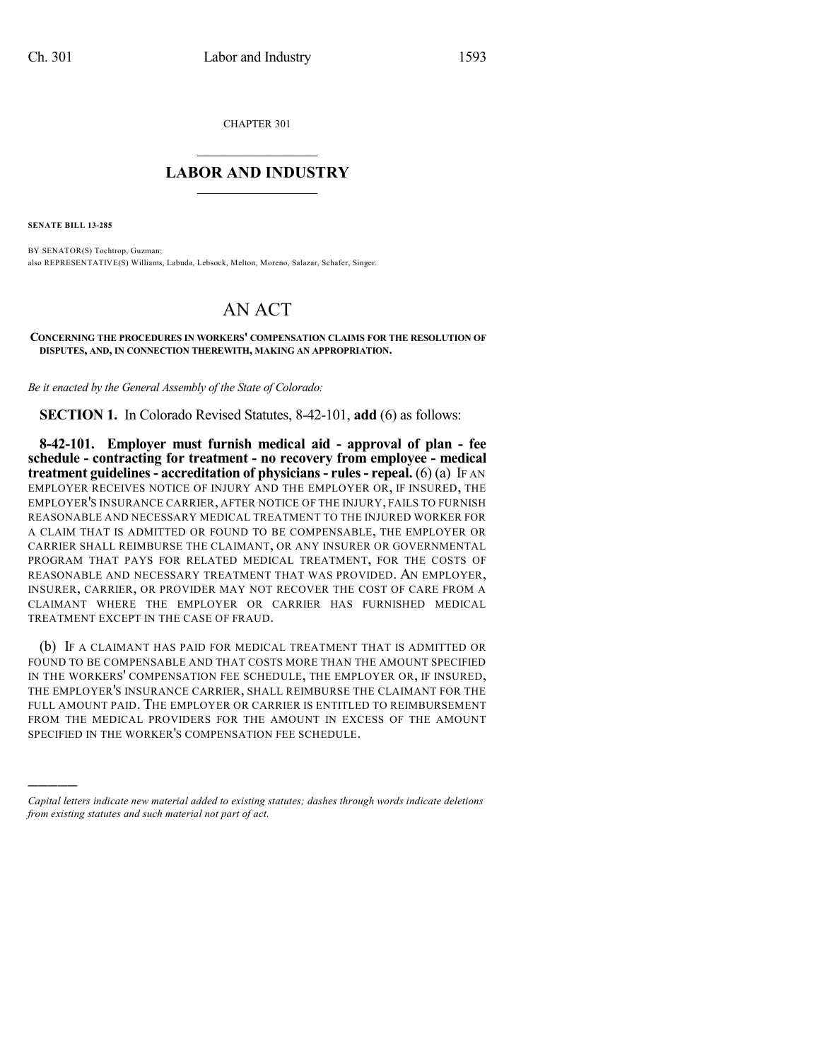CHAPTER 301

## LABOR AND INDUSTRY

**SENATE BILL 13-285**

BY SENATOR(S) Tochtrop, Guzman;
also REPRESENTATIVE(S) Williams, Labuda, Lebsock, Melton, Moreno, Salazar, Schafer, Singer.

# AN ACT

**CONCERNING THE PROCEDURES IN WORKERS' COMPENSATION CLAIMS FOR THE RESOLUTION OF DISPUTES, AND, IN CONNECTION THEREWITH, MAKING AN APPROPRIATION.**

*Be it enacted by the General Assembly of the State of Colorado:*

**SECTION 1.** In Colorado Revised Statutes, 8-42-101, **add** (6) as follows:

**8-42-101. Employer must furnish medical aid - approval of plan - fee schedule - contracting for treatment - no recovery from employee - medical treatment guidelines - accreditation of physicians - rules - repeal.** (6) (a) IF AN EMPLOYER RECEIVES NOTICE OF INJURY AND THE EMPLOYER OR, IF INSURED, THE EMPLOYER'S INSURANCE CARRIER, AFTER NOTICE OF THE INJURY, FAILS TO FURNISH REASONABLE AND NECESSARY MEDICAL TREATMENT TO THE INJURED WORKER FOR A CLAIM THAT IS ADMITTED OR FOUND TO BE COMPENSABLE, THE EMPLOYER OR CARRIER SHALL REIMBURSE THE CLAIMANT, OR ANY INSURER OR GOVERNMENTAL PROGRAM THAT PAYS FOR RELATED MEDICAL TREATMENT, FOR THE COSTS OF REASONABLE AND NECESSARY TREATMENT THAT WAS PROVIDED. AN EMPLOYER, INSURER, CARRIER, OR PROVIDER MAY NOT RECOVER THE COST OF CARE FROM A CLAIMANT WHERE THE EMPLOYER OR CARRIER HAS FURNISHED MEDICAL TREATMENT EXCEPT IN THE CASE OF FRAUD.

(b) IF A CLAIMANT HAS PAID FOR MEDICAL TREATMENT THAT IS ADMITTED OR FOUND TO BE COMPENSABLE AND THAT COSTS MORE THAN THE AMOUNT SPECIFIED IN THE WORKERS' COMPENSATION FEE SCHEDULE, THE EMPLOYER OR, IF INSURED, THE EMPLOYER'S INSURANCE CARRIER, SHALL REIMBURSE THE CLAIMANT FOR THE FULL AMOUNT PAID. THE EMPLOYER OR CARRIER IS ENTITLED TO REIMBURSEMENT FROM THE MEDICAL PROVIDERS FOR THE AMOUNT IN EXCESS OF THE AMOUNT SPECIFIED IN THE WORKER'S COMPENSATION FEE SCHEDULE.

---

*Capital letters indicate new material added to existing statutes; dashes through words indicate deletions from existing statutes and such material not part of act.*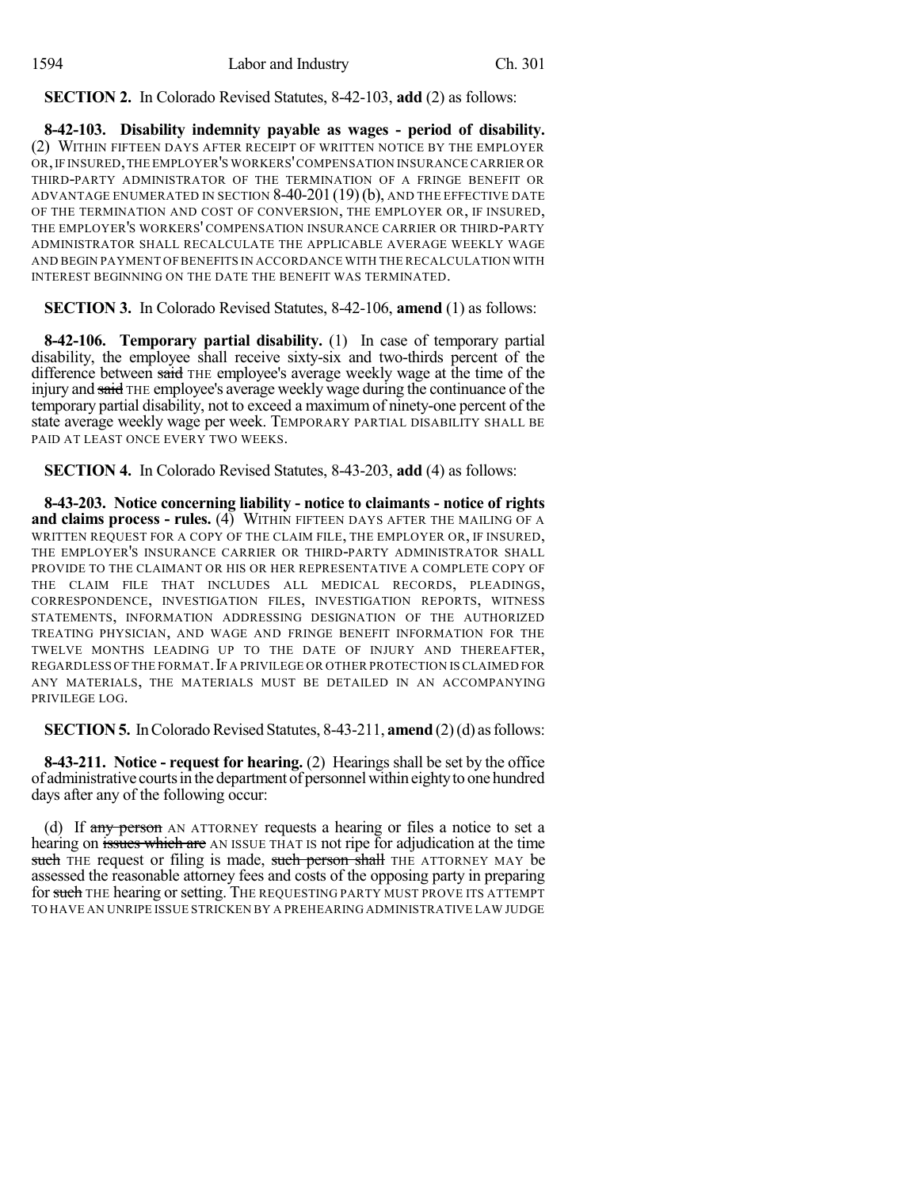**SECTION 2.** In Colorado Revised Statutes, 8-42-103, **add** (2) as follows:

**8-42-103. Disability indemnity payable as wages - period of disability.** (2) WITHIN FIFTEEN DAYS AFTER RECEIPT OF WRITTEN NOTICE BY THE EMPLOYER OR, IF INSURED, THE EMPLOYER'S WORKERS' COMPENSATION INSURANCE CARRIER OR THIRD-PARTY ADMINISTRATOR OF THE TERMINATION OF A FRINGE BENEFIT OR ADVANTAGE ENUMERATED IN SECTION 8-40-201 (19) (b), AND THE EFFECTIVE DATE OF THE TERMINATION AND COST OF CONVERSION, THE EMPLOYER OR, IF INSURED, THE EMPLOYER'S WORKERS' COMPENSATION INSURANCE CARRIER OR THIRD-PARTY ADMINISTRATOR SHALL RECALCULATE THE APPLICABLE AVERAGE WEEKLY WAGE AND BEGIN PAYMENT OF BENEFITS IN ACCORDANCE WITH THE RECALCULATION WITH INTEREST BEGINNING ON THE DATE THE BENEFIT WAS TERMINATED.

**SECTION 3.** In Colorado Revised Statutes, 8-42-106, **amend** (1) as follows:

**8-42-106. Temporary partial disability.** (1) In case of temporary partial disability, the employee shall receive sixty-six and two-thirds percent of the difference between ~~said~~ THE employee's average weekly wage at the time of the injury and ~~said~~ THE employee's average weekly wage during the continuance of the temporary partial disability, not to exceed a maximum of ninety-one percent of the state average weekly wage per week. TEMPORARY PARTIAL DISABILITY SHALL BE PAID AT LEAST ONCE EVERY TWO WEEKS.

**SECTION 4.** In Colorado Revised Statutes, 8-43-203, **add** (4) as follows:

**8-43-203. Notice concerning liability - notice to claimants - notice of rights and claims process - rules.** (4) WITHIN FIFTEEN DAYS AFTER THE MAILING OF A WRITTEN REQUEST FOR A COPY OF THE CLAIM FILE, THE EMPLOYER OR, IF INSURED, THE EMPLOYER'S INSURANCE CARRIER OR THIRD-PARTY ADMINISTRATOR SHALL PROVIDE TO THE CLAIMANT OR HIS OR HER REPRESENTATIVE A COMPLETE COPY OF THE CLAIM FILE THAT INCLUDES ALL MEDICAL RECORDS, PLEADINGS, CORRESPONDENCE, INVESTIGATION FILES, INVESTIGATION REPORTS, WITNESS STATEMENTS, INFORMATION ADDRESSING DESIGNATION OF THE AUTHORIZED TREATING PHYSICIAN, AND WAGE AND FRINGE BENEFIT INFORMATION FOR THE TWELVE MONTHS LEADING UP TO THE DATE OF INJURY AND THEREAFTER, REGARDLESS OF THE FORMAT. IF A PRIVILEGE OR OTHER PROTECTION IS CLAIMED FOR ANY MATERIALS, THE MATERIALS MUST BE DETAILED IN AN ACCOMPANYING PRIVILEGE LOG.

**SECTION 5.** In Colorado Revised Statutes, 8-43-211, **amend** (2) (d) as follows:

**8-43-211. Notice - request for hearing.** (2) Hearings shall be set by the office of administrative courts in the department of personnel within eighty to one hundred days after any of the following occur:

(d) If ~~any person~~ AN ATTORNEY requests a hearing or files a notice to set a hearing on ~~issues which are~~ AN ISSUE THAT IS not ripe for adjudication at the time ~~such~~ THE request or filing is made, ~~such person shall~~ THE ATTORNEY MAY be assessed the reasonable attorney fees and costs of the opposing party in preparing for ~~such~~ THE hearing or setting. THE REQUESTING PARTY MUST PROVE ITS ATTEMPT TO HAVE AN UNRIPE ISSUE STRICKEN BY A PREHEARING ADMINISTRATIVE LAW JUDGE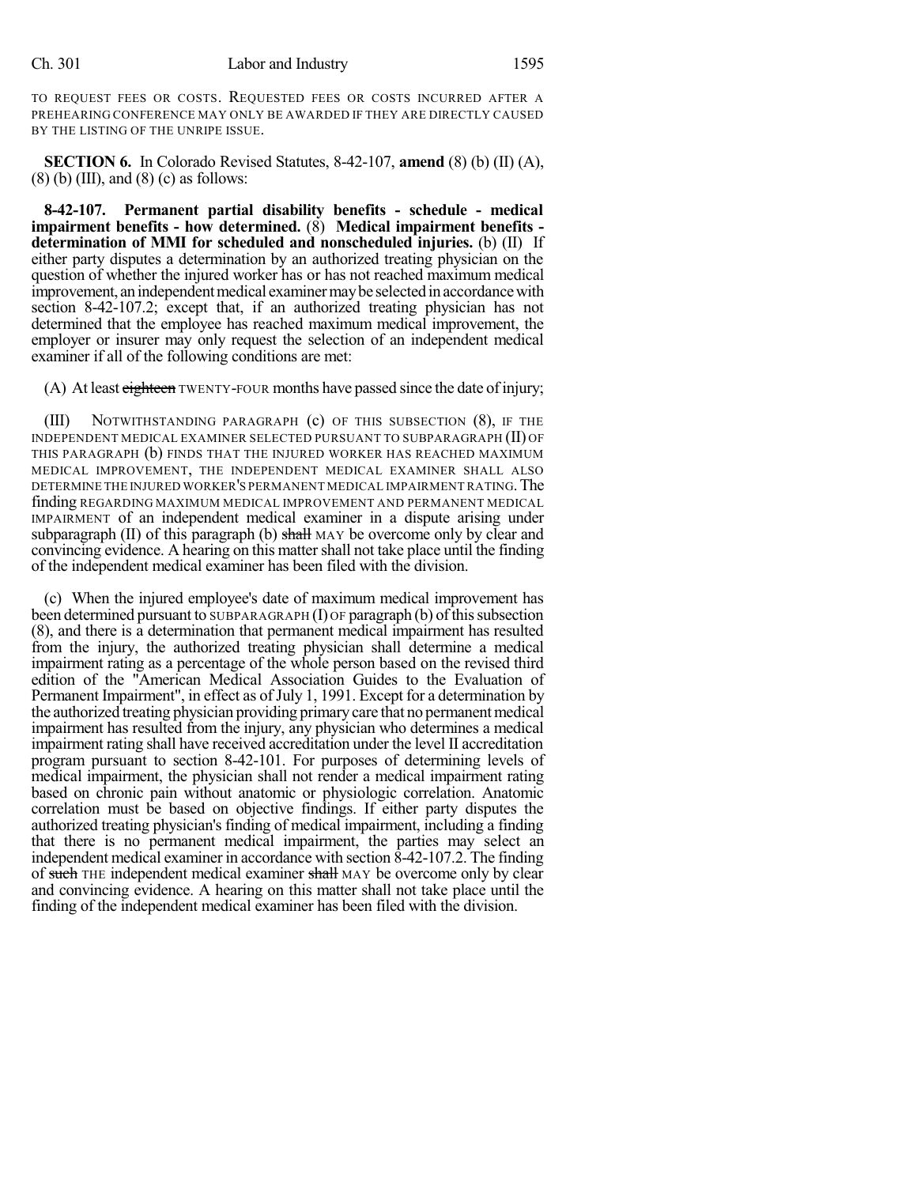TO REQUEST FEES OR COSTS. REQUESTED FEES OR COSTS INCURRED AFTER A PREHEARING CONFERENCE MAY ONLY BE AWARDED IF THEY ARE DIRECTLY CAUSED BY THE LISTING OF THE UNRIPE ISSUE.

**SECTION 6.** In Colorado Revised Statutes, 8-42-107, **amend** (8) (b) (II) (A), (8) (b) (III), and (8) (c) as follows:

**8-42-107. Permanent partial disability benefits - schedule - medical impairment benefits - how determined.** (8) **Medical impairment benefits - determination of MMI for scheduled and nonscheduled injuries.** (b) (II) If either party disputes a determination by an authorized treating physician on the question of whether the injured worker has or has not reached maximum medical improvement, an independent medical examiner may be selected in accordance with section 8-42-107.2; except that, if an authorized treating physician has not determined that the employee has reached maximum medical improvement, the employer or insurer may only request the selection of an independent medical examiner if all of the following conditions are met:

(A) At least ~~eighteen~~ TWENTY-FOUR months have passed since the date of injury;

(III) NOTWITHSTANDING PARAGRAPH (c) OF THIS SUBSECTION (8), IF THE INDEPENDENT MEDICAL EXAMINER SELECTED PURSUANT TO SUBPARAGRAPH (II) OF THIS PARAGRAPH (b) FINDS THAT THE INJURED WORKER HAS REACHED MAXIMUM MEDICAL IMPROVEMENT, THE INDEPENDENT MEDICAL EXAMINER SHALL ALSO DETERMINE THE INJURED WORKER'S PERMANENT MEDICAL IMPAIRMENT RATING. The finding REGARDING MAXIMUM MEDICAL IMPROVEMENT AND PERMANENT MEDICAL IMPAIRMENT of an independent medical examiner in a dispute arising under subparagraph (II) of this paragraph (b) ~~shall~~ MAY be overcome only by clear and convincing evidence. A hearing on this matter shall not take place until the finding of the independent medical examiner has been filed with the division.

(c) When the injured employee's date of maximum medical improvement has been determined pursuant to SUBPARAGRAPH (I) OF paragraph (b) of this subsection (8), and there is a determination that permanent medical impairment has resulted from the injury, the authorized treating physician shall determine a medical impairment rating as a percentage of the whole person based on the revised third edition of the "American Medical Association Guides to the Evaluation of Permanent Impairment", in effect as of July 1, 1991. Except for a determination by the authorized treating physician providing primary care that no permanent medical impairment has resulted from the injury, any physician who determines a medical impairment rating shall have received accreditation under the level II accreditation program pursuant to section 8-42-101. For purposes of determining levels of medical impairment, the physician shall not render a medical impairment rating based on chronic pain without anatomic or physiologic correlation. Anatomic correlation must be based on objective findings. If either party disputes the authorized treating physician's finding of medical impairment, including a finding that there is no permanent medical impairment, the parties may select an independent medical examiner in accordance with section 8-42-107.2. The finding of ~~such~~ THE independent medical examiner ~~shall~~ MAY be overcome only by clear and convincing evidence. A hearing on this matter shall not take place until the finding of the independent medical examiner has been filed with the division.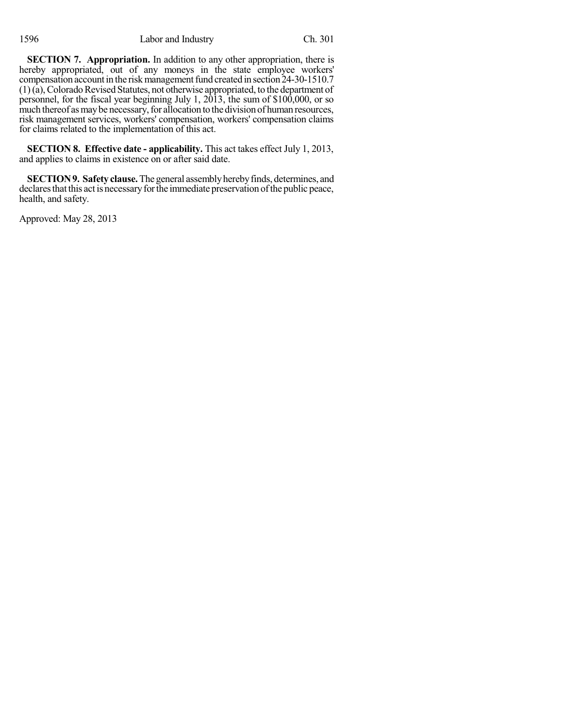**SECTION 7. Appropriation.** In addition to any other appropriation, there is hereby appropriated, out of any moneys in the state employee workers' compensation account in the risk management fund created in section 24-30-1510.7 (1) (a), Colorado Revised Statutes, not otherwise appropriated, to the department of personnel, for the fiscal year beginning July 1, 2013, the sum of $100,000, or so much thereof as may be necessary, for allocation to the division of human resources, risk management services, workers' compensation, workers' compensation claims for claims related to the implementation of this act.

**SECTION 8. Effective date - applicability.** This act takes effect July 1, 2013, and applies to claims in existence on or after said date.

**SECTION 9. Safety clause.** The general assembly hereby finds, determines, and declares that this act is necessary for the immediate preservation of the public peace, health, and safety.

Approved: May 28, 2013